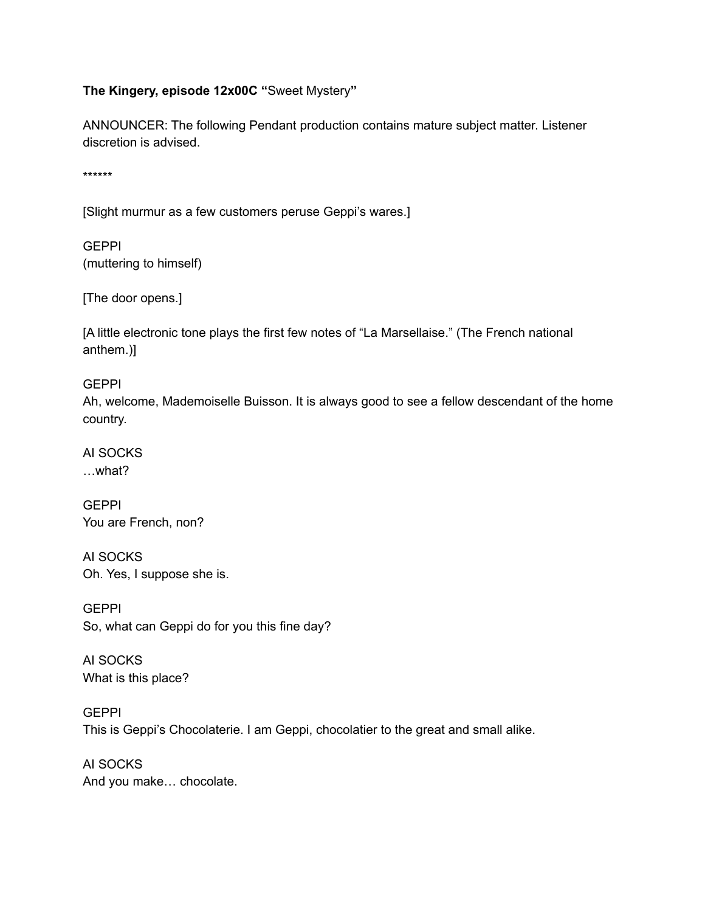**The Kingery, episode 12x00C "**Sweet Mystery**"**

ANNOUNCER: The following Pendant production contains mature subject matter. Listener discretion is advised.

******

[Slight murmur as a few customers peruse Geppi's wares.]

GEPPI
(muttering to himself)

[The door opens.]

[A little electronic tone plays the first few notes of "La Marsellaise." (The French national anthem.)]

GEPPI
Ah, welcome, Mademoiselle Buisson. It is always good to see a fellow descendant of the home country.

AI SOCKS
…what?

GEPPI
You are French, non?

AI SOCKS
Oh. Yes, I suppose she is.

GEPPI
So, what can Geppi do for you this fine day?

AI SOCKS
What is this place?

GEPPI
This is Geppi's Chocolaterie. I am Geppi, chocolatier to the great and small alike.

AI SOCKS
And you make… chocolate.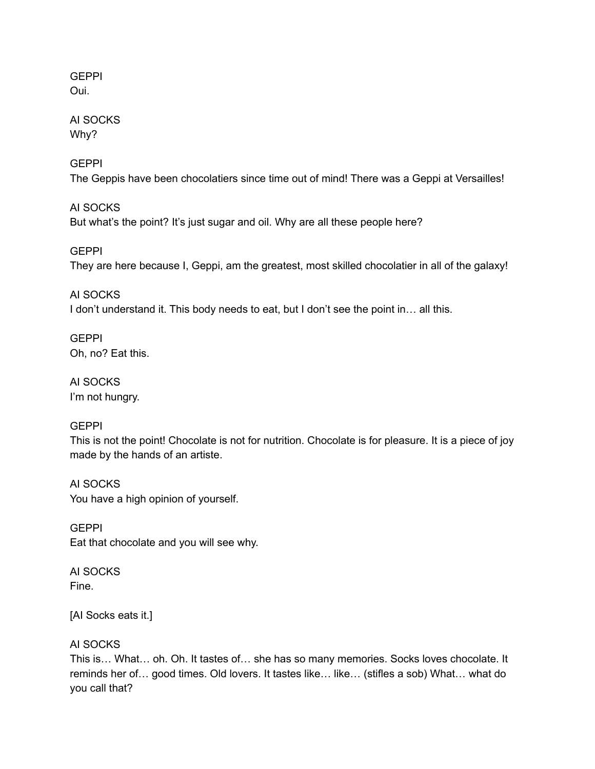GEPPI
Oui.

AI SOCKS
Why?

GEPPI
The Geppis have been chocolatiers since time out of mind! There was a Geppi at Versailles!

AI SOCKS
But what's the point? It's just sugar and oil. Why are all these people here?

GEPPI
They are here because I, Geppi, am the greatest, most skilled chocolatier in all of the galaxy!

AI SOCKS
I don't understand it. This body needs to eat, but I don't see the point in… all this.

GEPPI
Oh, no? Eat this.

AI SOCKS
I'm not hungry.

GEPPI
This is not the point! Chocolate is not for nutrition. Chocolate is for pleasure. It is a piece of joy made by the hands of an artiste.

AI SOCKS
You have a high opinion of yourself.

GEPPI
Eat that chocolate and you will see why.

AI SOCKS
Fine.

[AI Socks eats it.]

AI SOCKS
This is… What… oh. Oh. It tastes of… she has so many memories. Socks loves chocolate. It reminds her of… good times. Old lovers. It tastes like… like… (stifles a sob) What… what do you call that?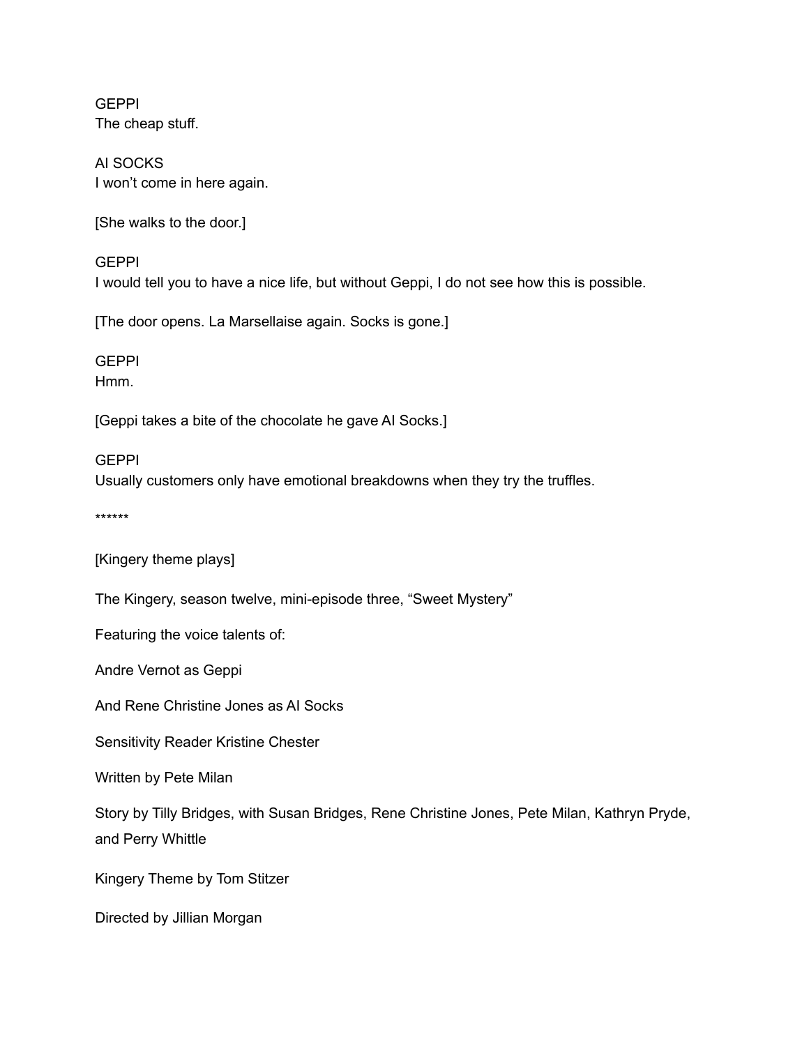GEPPI
The cheap stuff.

AI SOCKS
I won't come in here again.

[She walks to the door.]

GEPPI
I would tell you to have a nice life, but without Geppi, I do not see how this is possible.

[The door opens. La Marsellaise again. Socks is gone.]

GEPPI
Hmm.

[Geppi takes a bite of the chocolate he gave AI Socks.]

GEPPI
Usually customers only have emotional breakdowns when they try the truffles.

******

[Kingery theme plays]

The Kingery, season twelve, mini-episode three, "Sweet Mystery"

Featuring the voice talents of:

Andre Vernot as Geppi

And Rene Christine Jones as AI Socks

Sensitivity Reader Kristine Chester

Written by Pete Milan

Story by Tilly Bridges, with Susan Bridges, Rene Christine Jones, Pete Milan, Kathryn Pryde, and Perry Whittle

Kingery Theme by Tom Stitzer

Directed by Jillian Morgan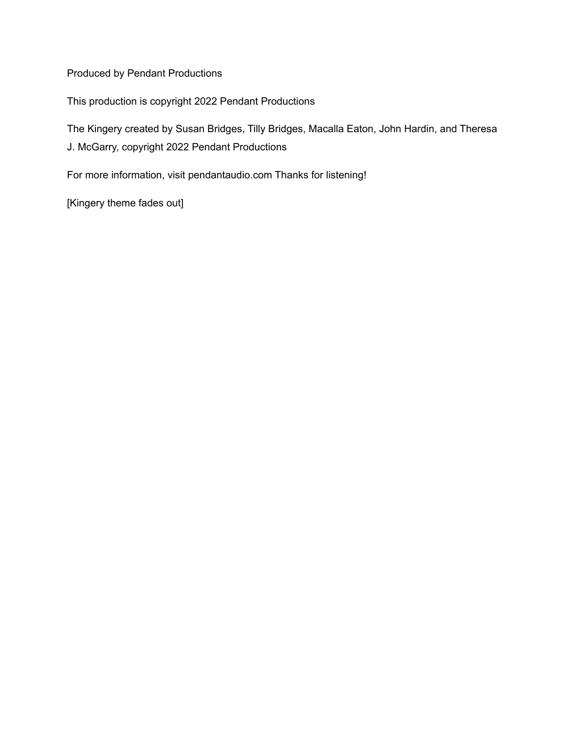Produced by Pendant Productions

This production is copyright 2022 Pendant Productions

The Kingery created by Susan Bridges, Tilly Bridges, Macalla Eaton, John Hardin, and Theresa J. McGarry, copyright 2022 Pendant Productions

For more information, visit pendantaudio.com Thanks for listening!

[Kingery theme fades out]